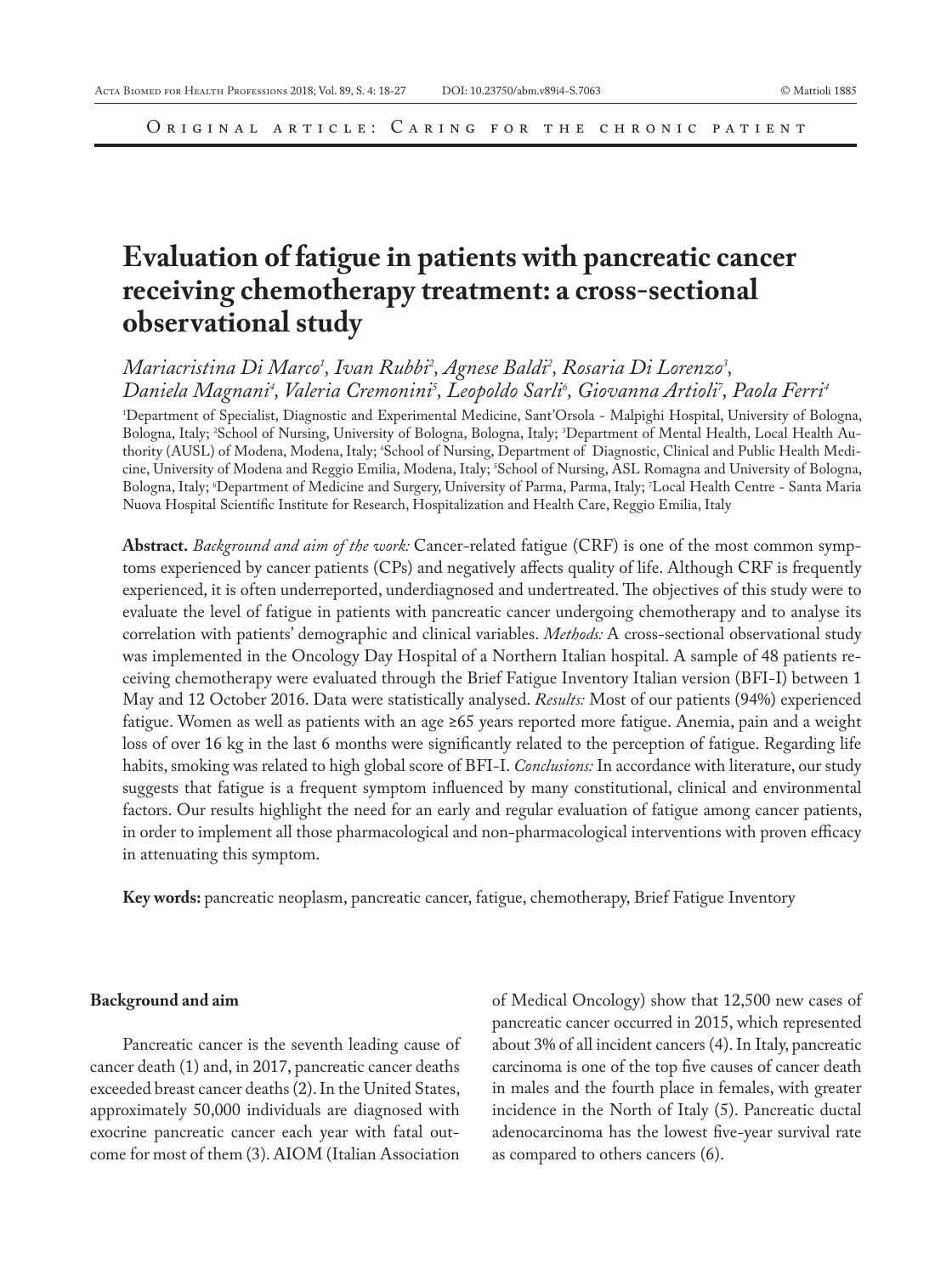Original article: Caring for the chronic patient

# Evaluation of fatigue in patients with pancreatic cancer receiving chemotherapy treatment: a cross-sectional observational study

*Mariacristina Di Marco[1], Ivan Rubbi[2], Agnese Baldi[2], Rosaria Di Lorenzo[3], Daniela Magnani[4], Valeria Cremonini[5], Leopoldo Sarli[6], Giovanna Artioli[7], Paola Ferri[4]*

[1]Department of Specialist, Diagnostic and Experimental Medicine, Sant'Orsola - Malpighi Hospital, University of Bologna, Bologna, Italy; [2]School of Nursing, University of Bologna, Bologna, Italy; [3]Department of Mental Health, Local Health Authority (AUSL) of Modena, Modena, Italy; [4]School of Nursing, Department of Diagnostic, Clinical and Public Health Medicine, University of Modena and Reggio Emilia, Modena, Italy; [5]School of Nursing, ASL Romagna and University of Bologna, Bologna, Italy; [6]Department of Medicine and Surgery, University of Parma, Parma, Italy; [7]Local Health Centre - Santa Maria Nuova Hospital Scientific Institute for Research, Hospitalization and Health Care, Reggio Emilia, Italy

**Abstract.** *Background and aim of the work:* Cancer-related fatigue (CRF) is one of the most common symptoms experienced by cancer patients (CPs) and negatively affects quality of life. Although CRF is frequently experienced, it is often underreported, underdiagnosed and undertreated. The objectives of this study were to evaluate the level of fatigue in patients with pancreatic cancer undergoing chemotherapy and to analyse its correlation with patients' demographic and clinical variables. *Methods:* A cross-sectional observational study was implemented in the Oncology Day Hospital of a Northern Italian hospital. A sample of 48 patients receiving chemotherapy were evaluated through the Brief Fatigue Inventory Italian version (BFI-I) between 1 May and 12 October 2016. Data were statistically analysed. *Results:* Most of our patients (94%) experienced fatigue. Women as well as patients with an age ≥65 years reported more fatigue. Anemia, pain and a weight loss of over 16 kg in the last 6 months were significantly related to the perception of fatigue. Regarding life habits, smoking was related to high global score of BFI-I. *Conclusions:* In accordance with literature, our study suggests that fatigue is a frequent symptom influenced by many constitutional, clinical and environmental factors. Our results highlight the need for an early and regular evaluation of fatigue among cancer patients, in order to implement all those pharmacological and non-pharmacological interventions with proven efficacy in attenuating this symptom.

**Key words:** pancreatic neoplasm, pancreatic cancer, fatigue, chemotherapy, Brief Fatigue Inventory

## Background and aim

Pancreatic cancer is the seventh leading cause of cancer death (1) and, in 2017, pancreatic cancer deaths exceeded breast cancer deaths (2). In the United States, approximately 50,000 individuals are diagnosed with exocrine pancreatic cancer each year with fatal outcome for most of them (3). AIOM (Italian Association of Medical Oncology) show that 12,500 new cases of pancreatic cancer occurred in 2015, which represented about 3% of all incident cancers (4). In Italy, pancreatic carcinoma is one of the top five causes of cancer death in males and the fourth place in females, with greater incidence in the North of Italy (5). Pancreatic ductal adenocarcinoma has the lowest five-year survival rate as compared to others cancers (6).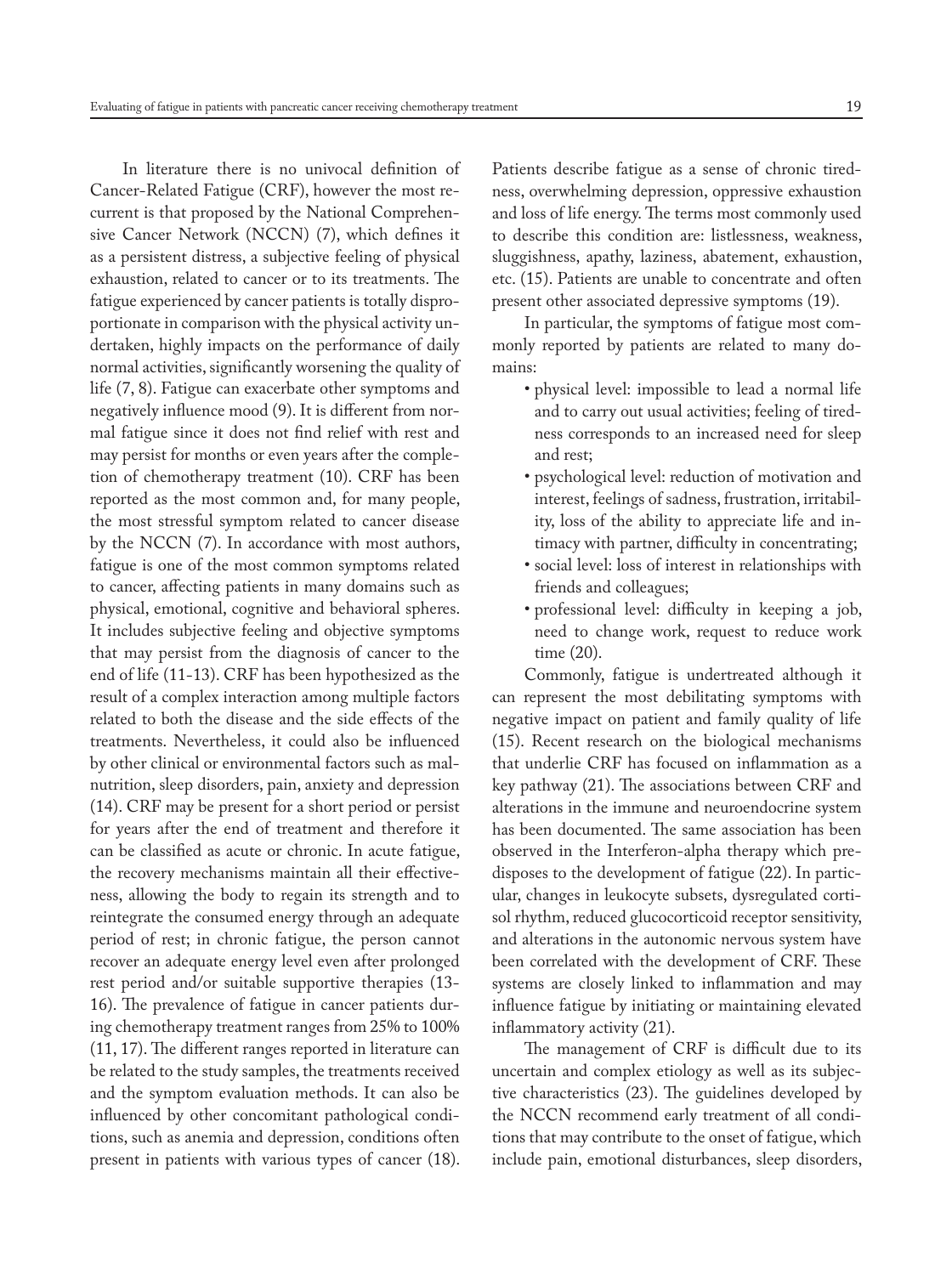In literature there is no univocal definition of Cancer-Related Fatigue (CRF), however the most recurrent is that proposed by the National Comprehensive Cancer Network (NCCN) (7), which defines it as a persistent distress, a subjective feeling of physical exhaustion, related to cancer or to its treatments. The fatigue experienced by cancer patients is totally disproportionate in comparison with the physical activity undertaken, highly impacts on the performance of daily normal activities, significantly worsening the quality of life (7, 8). Fatigue can exacerbate other symptoms and negatively influence mood (9). It is different from normal fatigue since it does not find relief with rest and may persist for months or even years after the completion of chemotherapy treatment (10). CRF has been reported as the most common and, for many people, the most stressful symptom related to cancer disease by the NCCN (7). In accordance with most authors, fatigue is one of the most common symptoms related to cancer, affecting patients in many domains such as physical, emotional, cognitive and behavioral spheres. It includes subjective feeling and objective symptoms that may persist from the diagnosis of cancer to the end of life (11-13). CRF has been hypothesized as the result of a complex interaction among multiple factors related to both the disease and the side effects of the treatments. Nevertheless, it could also be influenced by other clinical or environmental factors such as malnutrition, sleep disorders, pain, anxiety and depression (14). CRF may be present for a short period or persist for years after the end of treatment and therefore it can be classified as acute or chronic. In acute fatigue, the recovery mechanisms maintain all their effectiveness, allowing the body to regain its strength and to reintegrate the consumed energy through an adequate period of rest; in chronic fatigue, the person cannot recover an adequate energy level even after prolonged rest period and/or suitable supportive therapies (13-16). The prevalence of fatigue in cancer patients during chemotherapy treatment ranges from 25% to 100% (11, 17). The different ranges reported in literature can be related to the study samples, the treatments received and the symptom evaluation methods. It can also be influenced by other concomitant pathological conditions, such as anemia and depression, conditions often present in patients with various types of cancer (18). Patients describe fatigue as a sense of chronic tiredness, overwhelming depression, oppressive exhaustion and loss of life energy. The terms most commonly used to describe this condition are: listlessness, weakness, sluggishness, apathy, laziness, abatement, exhaustion, etc. (15). Patients are unable to concentrate and often present other associated depressive symptoms (19).

In particular, the symptoms of fatigue most commonly reported by patients are related to many domains:

- physical level: impossible to lead a normal life and to carry out usual activities; feeling of tiredness corresponds to an increased need for sleep and rest;
- psychological level: reduction of motivation and interest, feelings of sadness, frustration, irritability, loss of the ability to appreciate life and intimacy with partner, difficulty in concentrating;
- social level: loss of interest in relationships with friends and colleagues;
- professional level: difficulty in keeping a job, need to change work, request to reduce work time (20).

Commonly, fatigue is undertreated although it can represent the most debilitating symptoms with negative impact on patient and family quality of life (15). Recent research on the biological mechanisms that underlie CRF has focused on inflammation as a key pathway (21). The associations between CRF and alterations in the immune and neuroendocrine system has been documented. The same association has been observed in the Interferon-alpha therapy which predisposes to the development of fatigue (22). In particular, changes in leukocyte subsets, dysregulated cortisol rhythm, reduced glucocorticoid receptor sensitivity, and alterations in the autonomic nervous system have been correlated with the development of CRF. These systems are closely linked to inflammation and may influence fatigue by initiating or maintaining elevated inflammatory activity (21).

The management of CRF is difficult due to its uncertain and complex etiology as well as its subjective characteristics (23). The guidelines developed by the NCCN recommend early treatment of all conditions that may contribute to the onset of fatigue, which include pain, emotional disturbances, sleep disorders,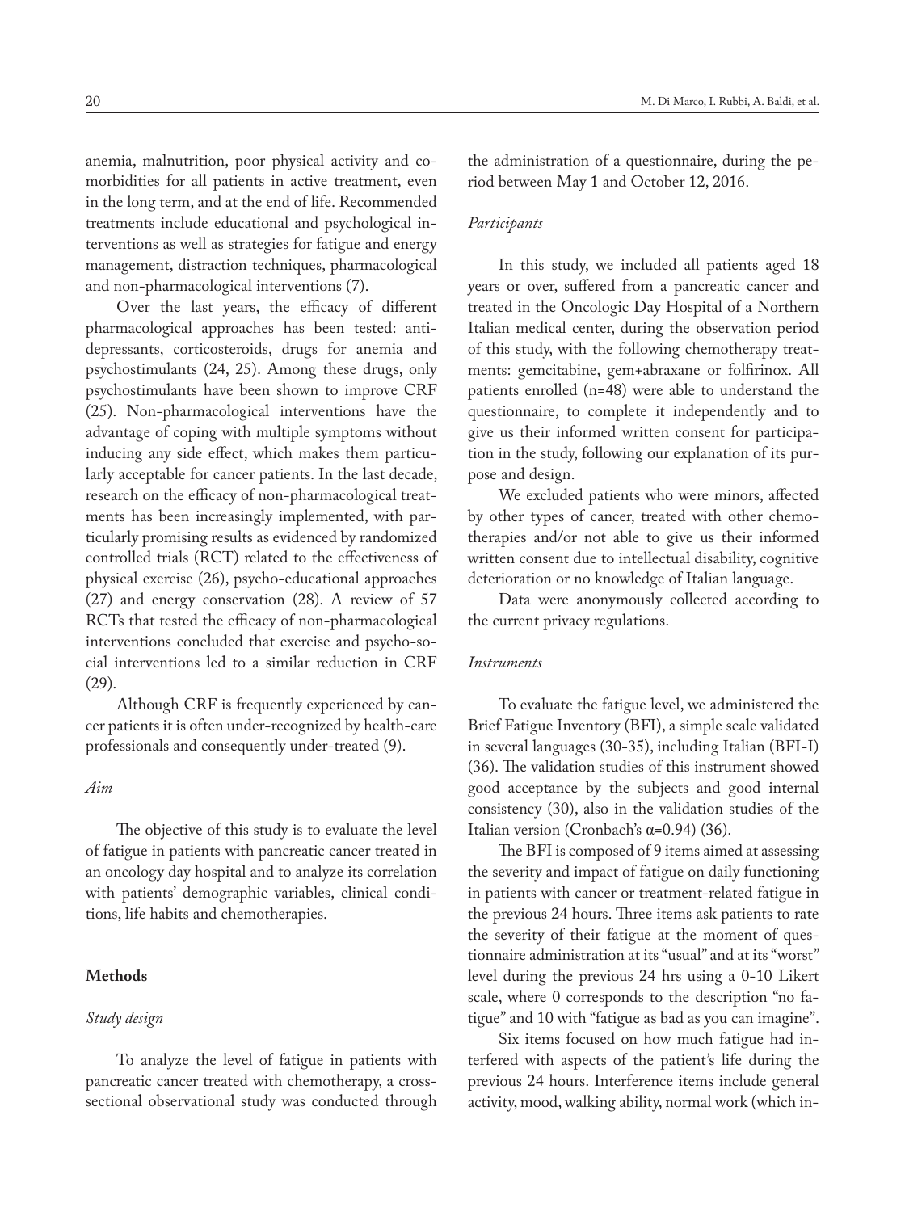anemia, malnutrition, poor physical activity and comorbidities for all patients in active treatment, even in the long term, and at the end of life. Recommended treatments include educational and psychological interventions as well as strategies for fatigue and energy management, distraction techniques, pharmacological and non-pharmacological interventions (7).

Over the last years, the efficacy of different pharmacological approaches has been tested: antidepressants, corticosteroids, drugs for anemia and psychostimulants (24, 25). Among these drugs, only psychostimulants have been shown to improve CRF (25). Non-pharmacological interventions have the advantage of coping with multiple symptoms without inducing any side effect, which makes them particularly acceptable for cancer patients. In the last decade, research on the efficacy of non-pharmacological treatments has been increasingly implemented, with particularly promising results as evidenced by randomized controlled trials (RCT) related to the effectiveness of physical exercise (26), psycho-educational approaches (27) and energy conservation (28). A review of 57 RCTs that tested the efficacy of non-pharmacological interventions concluded that exercise and psycho-social interventions led to a similar reduction in CRF (29).

Although CRF is frequently experienced by cancer patients it is often under-recognized by health-care professionals and consequently under-treated (9).

### *Aim*

The objective of this study is to evaluate the level of fatigue in patients with pancreatic cancer treated in an oncology day hospital and to analyze its correlation with patients' demographic variables, clinical conditions, life habits and chemotherapies.

## Methods

### *Study design*

To analyze the level of fatigue in patients with pancreatic cancer treated with chemotherapy, a cross-sectional observational study was conducted through the administration of a questionnaire, during the period between May 1 and October 12, 2016.

### *Participants*

In this study, we included all patients aged 18 years or over, suffered from a pancreatic cancer and treated in the Oncologic Day Hospital of a Northern Italian medical center, during the observation period of this study, with the following chemotherapy treatments: gemcitabine, gem+abraxane or folfirinox. All patients enrolled (n=48) were able to understand the questionnaire, to complete it independently and to give us their informed written consent for participation in the study, following our explanation of its purpose and design.

We excluded patients who were minors, affected by other types of cancer, treated with other chemotherapies and/or not able to give us their informed written consent due to intellectual disability, cognitive deterioration or no knowledge of Italian language.

Data were anonymously collected according to the current privacy regulations.

### *Instruments*

To evaluate the fatigue level, we administered the Brief Fatigue Inventory (BFI), a simple scale validated in several languages (30-35), including Italian (BFI-I) (36). The validation studies of this instrument showed good acceptance by the subjects and good internal consistency (30), also in the validation studies of the Italian version (Cronbach's $\alpha$=0.94) (36).

The BFI is composed of 9 items aimed at assessing the severity and impact of fatigue on daily functioning in patients with cancer or treatment-related fatigue in the previous 24 hours. Three items ask patients to rate the severity of their fatigue at the moment of questionnaire administration at its "usual" and at its "worst" level during the previous 24 hrs using a 0-10 Likert scale, where 0 corresponds to the description "no fatigue" and 10 with "fatigue as bad as you can imagine".

Six items focused on how much fatigue had interfered with aspects of the patient's life during the previous 24 hours. Interference items include general activity, mood, walking ability, normal work (which in-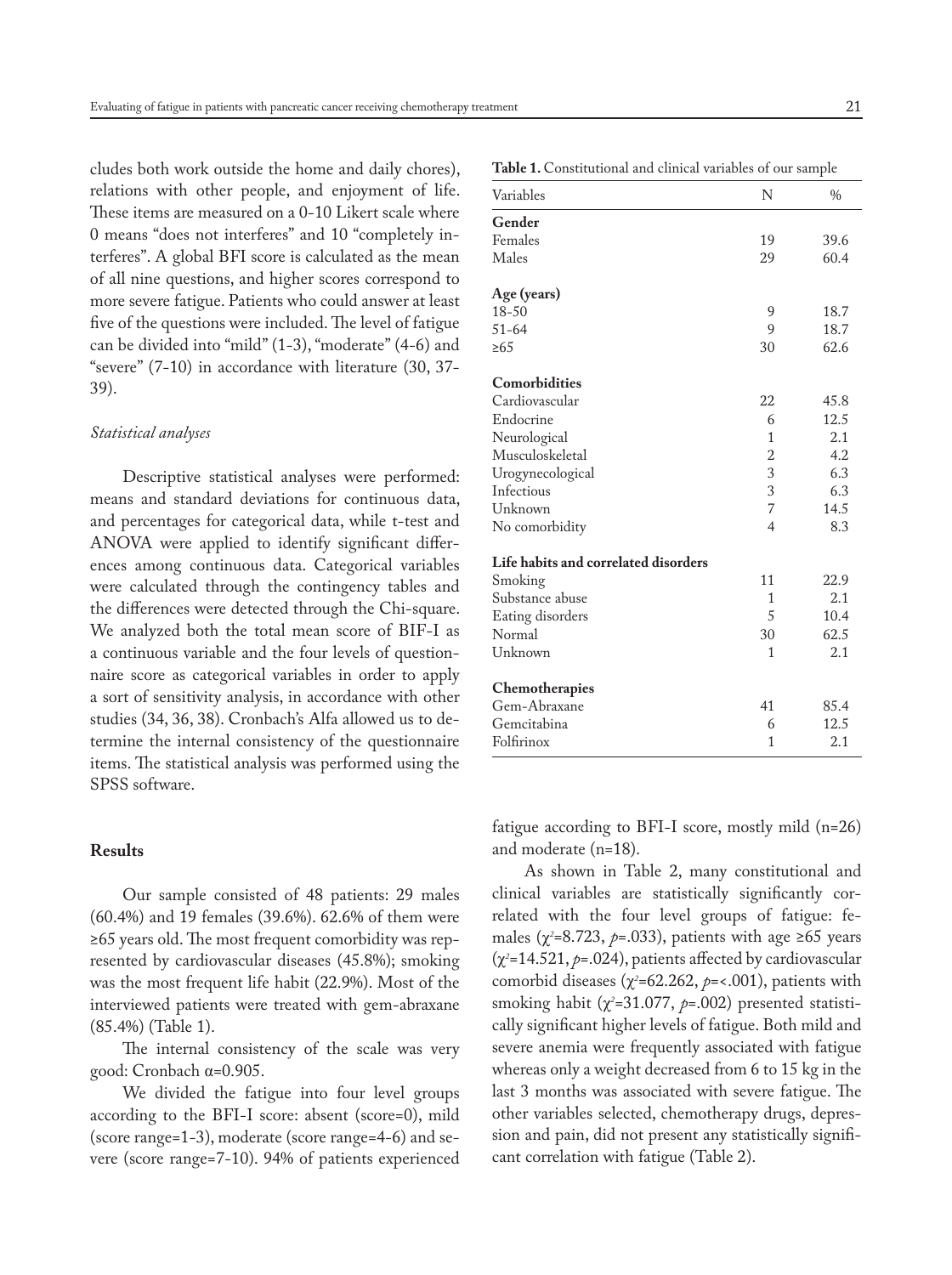cludes both work outside the home and daily chores), relations with other people, and enjoyment of life. These items are measured on a 0-10 Likert scale where 0 means "does not interferes" and 10 "completely interferes". A global BFI score is calculated as the mean of all nine questions, and higher scores correspond to more severe fatigue. Patients who could answer at least five of the questions were included. The level of fatigue can be divided into "mild" (1-3), "moderate" (4-6) and "severe" (7-10) in accordance with literature (30, 37-39).

### *Statistical analyses*

Descriptive statistical analyses were performed: means and standard deviations for continuous data, and percentages for categorical data, while t-test and ANOVA were applied to identify significant differences among continuous data. Categorical variables were calculated through the contingency tables and the differences were detected through the Chi-square. We analyzed both the total mean score of BIF-I as a continuous variable and the four levels of questionnaire score as categorical variables in order to apply a sort of sensitivity analysis, in accordance with other studies (34, 36, 38). Cronbach's Alfa allowed us to determine the internal consistency of the questionnaire items. The statistical analysis was performed using the SPSS software.

## Results

Our sample consisted of 48 patients: 29 males (60.4%) and 19 females (39.6%). 62.6% of them were ≥65 years old. The most frequent comorbidity was represented by cardiovascular diseases (45.8%); smoking was the most frequent life habit (22.9%). Most of the interviewed patients were treated with gem-abraxane (85.4%) (Table 1).

The internal consistency of the scale was very good: Cronbach α=0.905.

We divided the fatigue into four level groups according to the BFI-I score: absent (score=0), mild (score range=1-3), moderate (score range=4-6) and severe (score range=7-10). 94% of patients experienced fatigue according to BFI-I score, mostly mild (n=26) and moderate (n=18).

**Table 1.** Constitutional and clinical variables of our sample

| Variables | N | % |
|---|---|---|
| **Gender** | | |
| Females | 19 | 39.6 |
| Males | 29 | 60.4 |
| **Age (years)** | | |
| 18-50 | 9 | 18.7 |
| 51-64 | 9 | 18.7 |
| ≥65 | 30 | 62.6 |
| **Comorbidities** | | |
| Cardiovascular | 22 | 45.8 |
| Endocrine | 6 | 12.5 |
| Neurological | 1 | 2.1 |
| Musculoskeletal | 2 | 4.2 |
| Urogynecological | 3 | 6.3 |
| Infectious | 3 | 6.3 |
| Unknown | 7 | 14.5 |
| No comorbidity | 4 | 8.3 |
| **Life habits and correlated disorders** | | |
| Smoking | 11 | 22.9 |
| Substance abuse | 1 | 2.1 |
| Eating disorders | 5 | 10.4 |
| Normal | 30 | 62.5 |
| Unknown | 1 | 2.1 |
| **Chemotherapies** | | |
| Gem-Abraxane | 41 | 85.4 |
| Gemcitabina | 6 | 12.5 |
| Folfirinox | 1 | 2.1 |

As shown in Table 2, many constitutional and clinical variables are statistically significantly correlated with the four level groups of fatigue: females ($\chi^2$=8.723, $p$=.033), patients with age ≥65 years ($\chi^2$=14.521, $p$=.024), patients affected by cardiovascular comorbid diseases ($\chi^2$=62.262, $p$=<.001), patients with smoking habit ($\chi^2$=31.077, $p$=.002) presented statistically significant higher levels of fatigue. Both mild and severe anemia were frequently associated with fatigue whereas only a weight decreased from 6 to 15 kg in the last 3 months was associated with severe fatigue. The other variables selected, chemotherapy drugs, depression and pain, did not present any statistically significant correlation with fatigue (Table 2).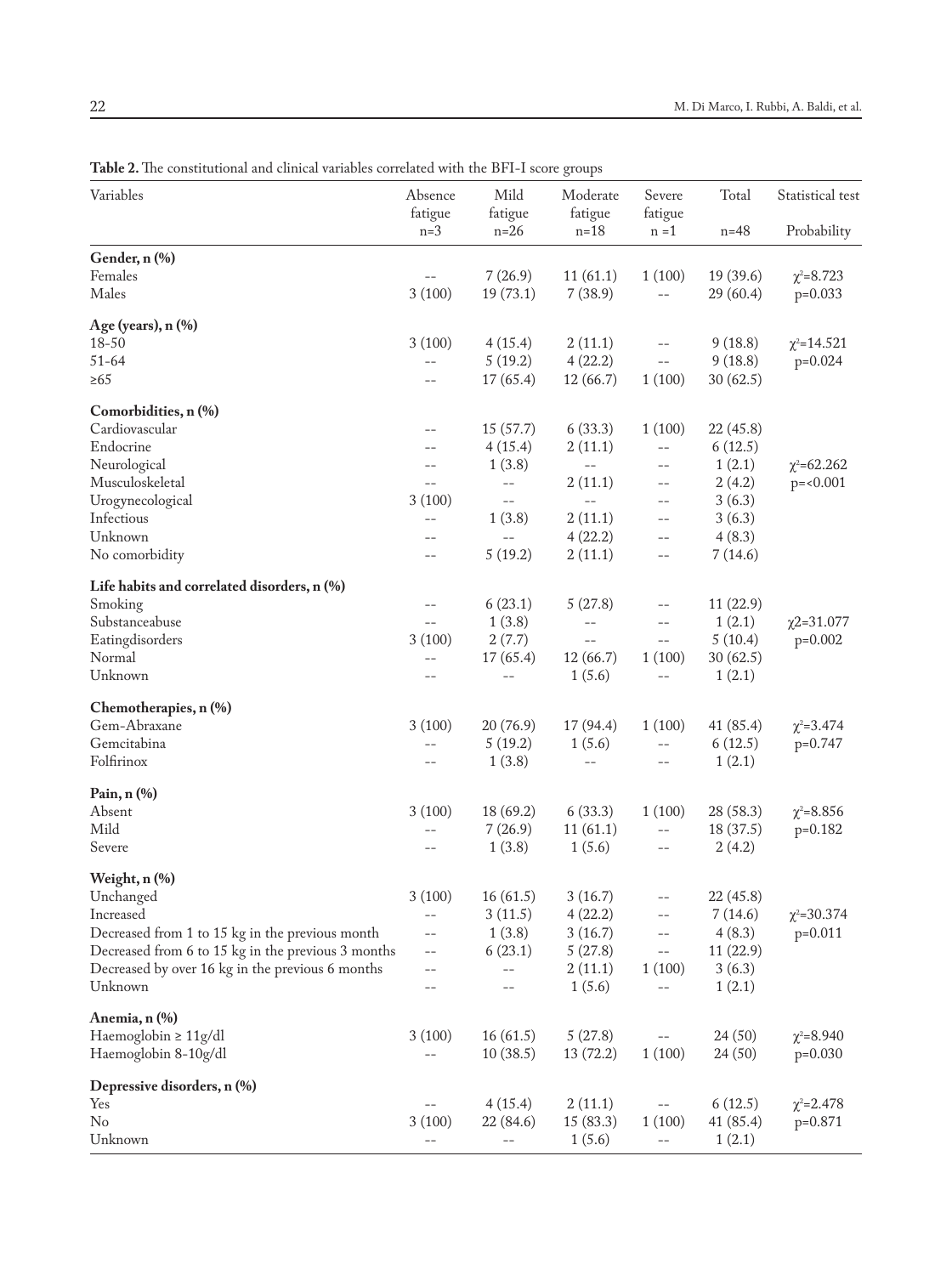**Table 2.** The constitutional and clinical variables correlated with the BFI-I score groups

| Variables | Absence fatigue n=3 | Mild fatigue n=26 | Moderate fatigue n=18 | Severe fatigue n =1 | Total n=48 | Statistical test Probability |
|---|---|---|---|---|---|---|
| **Gender, n (%)** | | | | | | |
| Females | -- | 7 (26.9) | 11 (61.1) | 1 (100) | 19 (39.6) | $\chi^2$=8.723 |
| Males | 3 (100) | 19 (73.1) | 7 (38.9) | -- | 29 (60.4) | p=0.033 |
| **Age (years), n (%)** | | | | | | |
| 18-50 | 3 (100) | 4 (15.4) | 2 (11.1) | -- | 9 (18.8) | $\chi^2$=14.521 |
| 51-64 | -- | 5 (19.2) | 4 (22.2) | -- | 9 (18.8) | p=0.024 |
| ≥65 | -- | 17 (65.4) | 12 (66.7) | 1 (100) | 30 (62.5) | |
| **Comorbidities, n (%)** | | | | | | |
| Cardiovascular | -- | 15 (57.7) | 6 (33.3) | 1 (100) | 22 (45.8) | |
| Endocrine | -- | 4 (15.4) | 2 (11.1) | -- | 6 (12.5) | |
| Neurological | -- | 1 (3.8) | -- | -- | 1 (2.1) | $\chi^2$=62.262 |
| Musculoskeletal | -- | -- | 2 (11.1) | -- | 2 (4.2) | p=<0.001 |
| Urogynecological | 3 (100) | -- | -- | -- | 3 (6.3) | |
| Infectious | -- | 1 (3.8) | 2 (11.1) | -- | 3 (6.3) | |
| Unknown | -- | -- | 4 (22.2) | -- | 4 (8.3) | |
| No comorbidity | -- | 5 (19.2) | 2 (11.1) | -- | 7 (14.6) | |
| **Life habits and correlated disorders, n (%)** | | | | | | |
| Smoking | -- | 6 (23.1) | 5 (27.8) | -- | 11 (22.9) | |
| Substanceabuse | -- | 1 (3.8) | -- | -- | 1 (2.1) | $\chi$2=31.077 |
| Eatingdisorders | 3 (100) | 2 (7.7) | -- | -- | 5 (10.4) | p=0.002 |
| Normal | -- | 17 (65.4) | 12 (66.7) | 1 (100) | 30 (62.5) | |
| Unknown | -- | -- | 1 (5.6) | -- | 1 (2.1) | |
| **Chemotherapies, n (%)** | | | | | | |
| Gem-Abraxane | 3 (100) | 20 (76.9) | 17 (94.4) | 1 (100) | 41 (85.4) | $\chi^2$=3.474 |
| Gemcitabina | -- | 5 (19.2) | 1 (5.6) | -- | 6 (12.5) | p=0.747 |
| Folfirinox | -- | 1 (3.8) | -- | -- | 1 (2.1) | |
| **Pain, n (%)** | | | | | | |
| Absent | 3 (100) | 18 (69.2) | 6 (33.3) | 1 (100) | 28 (58.3) | $\chi^2$=8.856 |
| Mild | -- | 7 (26.9) | 11 (61.1) | -- | 18 (37.5) | p=0.182 |
| Severe | -- | 1 (3.8) | 1 (5.6) | -- | 2 (4.2) | |
| **Weight, n (%)** | | | | | | |
| Unchanged | 3 (100) | 16 (61.5) | 3 (16.7) | -- | 22 (45.8) | |
| Increased | -- | 3 (11.5) | 4 (22.2) | -- | 7 (14.6) | $\chi^2$=30.374 |
| Decreased from 1 to 15 kg in the previous month | -- | 1 (3.8) | 3 (16.7) | -- | 4 (8.3) | p=0.011 |
| Decreased from 6 to 15 kg in the previous 3 months | -- | 6 (23.1) | 5 (27.8) | -- | 11 (22.9) | |
| Decreased by over 16 kg in the previous 6 months | -- | -- | 2 (11.1) | 1 (100) | 3 (6.3) | |
| Unknown | -- | -- | 1 (5.6) | -- | 1 (2.1) | |
| **Anemia, n (%)** | | | | | | |
| Haemoglobin ≥ 11g/dl | 3 (100) | 16 (61.5) | 5 (27.8) | -- | 24 (50) | $\chi^2$=8.940 |
| Haemoglobin 8-10g/dl | -- | 10 (38.5) | 13 (72.2) | 1 (100) | 24 (50) | p=0.030 |
| **Depressive disorders, n (%)** | | | | | | |
| Yes | -- | 4 (15.4) | 2 (11.1) | -- | 6 (12.5) | $\chi^2$=2.478 |
| No | 3 (100) | 22 (84.6) | 15 (83.3) | 1 (100) | 41 (85.4) | p=0.871 |
| Unknown | -- | -- | 1 (5.6) | -- | 1 (2.1) | |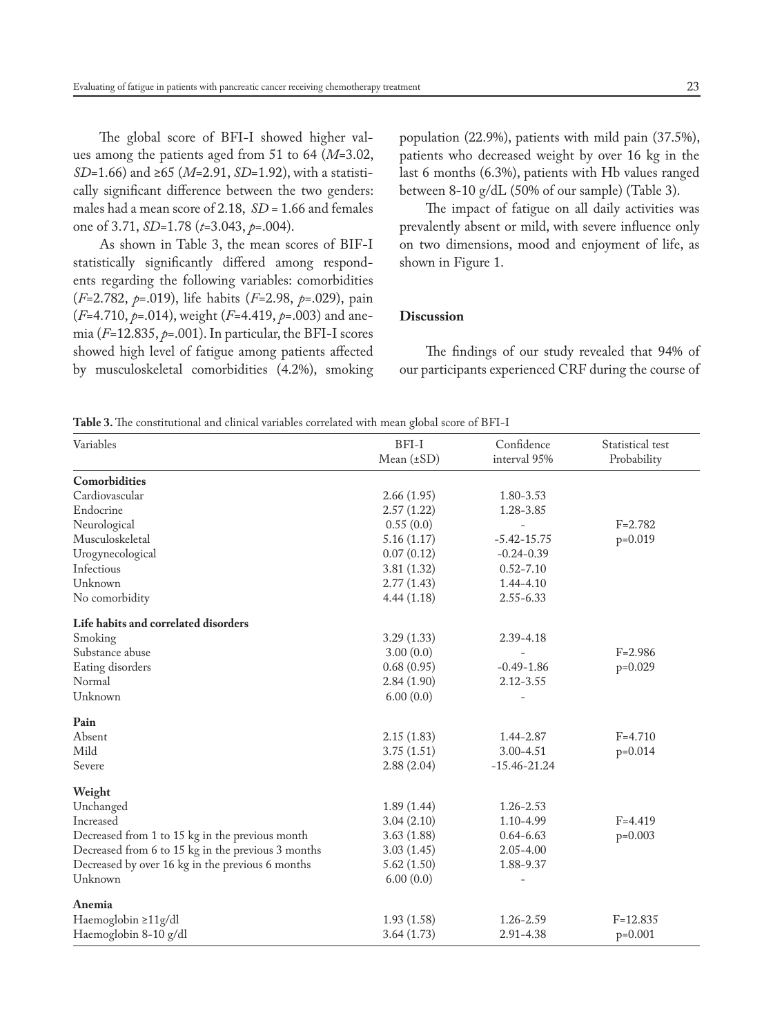The global score of BFI-I showed higher values among the patients aged from 51 to 64 (*M*=3.02, *SD*=1.66) and ≥65 (*M*=2.91, *SD*=1.92), with a statistically significant difference between the two genders: males had a mean score of 2.18, *SD* = 1.66 and females one of 3.71, *SD*=1.78 ($t$=3.043, $p$=.004).

As shown in Table 3, the mean scores of BIF-I statistically significantly differed among respondents regarding the following variables: comorbidities ($F$=2.782, $p$=.019), life habits ($F$=2.98, $p$=.029), pain ($F$=4.710, $p$=.014), weight ($F$=4.419, $p$=.003) and anemia ($F$=12.835, $p$=.001). In particular, the BFI-I scores showed high level of fatigue among patients affected by musculoskeletal comorbidities (4.2%), smoking population (22.9%), patients with mild pain (37.5%), patients who decreased weight by over 16 kg in the last 6 months (6.3%), patients with Hb values ranged between 8-10 g/dL (50% of our sample) (Table 3).

The impact of fatigue on all daily activities was prevalently absent or mild, with severe influence only on two dimensions, mood and enjoyment of life, as shown in Figure 1.

## Discussion

The findings of our study revealed that 94% of our participants experienced CRF during the course of

**Table 3.** The constitutional and clinical variables correlated with mean global score of BFI-I

| Variables | BFI-I Mean (±SD) | Confidence interval 95% | Statistical test Probability |
|---|---|---|---|
| **Comorbidities** | | | |
| Cardiovascular | 2.66 (1.95) | 1.80-3.53 | |
| Endocrine | 2.57 (1.22) | 1.28-3.85 | |
| Neurological | 0.55 (0.0) | - | F=2.782 |
| Musculoskeletal | 5.16 (1.17) | -5.42-15.75 | p=0.019 |
| Urogynecological | 0.07 (0.12) | -0.24-0.39 | |
| Infectious | 3.81 (1.32) | 0.52-7.10 | |
| Unknown | 2.77 (1.43) | 1.44-4.10 | |
| No comorbidity | 4.44 (1.18) | 2.55-6.33 | |
| **Life habits and correlated disorders** | | | |
| Smoking | 3.29 (1.33) | 2.39-4.18 | |
| Substance abuse | 3.00 (0.0) | - | F=2.986 |
| Eating disorders | 0.68 (0.95) | -0.49-1.86 | p=0.029 |
| Normal | 2.84 (1.90) | 2.12-3.55 | |
| Unknown | 6.00 (0.0) | - | |
| **Pain** | | | |
| Absent | 2.15 (1.83) | 1.44-2.87 | F=4.710 |
| Mild | 3.75 (1.51) | 3.00-4.51 | p=0.014 |
| Severe | 2.88 (2.04) | -15.46-21.24 | |
| **Weight** | | | |
| Unchanged | 1.89 (1.44) | 1.26-2.53 | |
| Increased | 3.04 (2.10) | 1.10-4.99 | F=4.419 |
| Decreased from 1 to 15 kg in the previous month | 3.63 (1.88) | 0.64-6.63 | p=0.003 |
| Decreased from 6 to 15 kg in the previous 3 months | 3.03 (1.45) | 2.05-4.00 | |
| Decreased by over 16 kg in the previous 6 months | 5.62 (1.50) | 1.88-9.37 | |
| Unknown | 6.00 (0.0) | - | |
| **Anemia** | | | |
| Haemoglobin ≥11g/dl | 1.93 (1.58) | 1.26-2.59 | F=12.835 |
| Haemoglobin 8-10 g/dl | 3.64 (1.73) | 2.91-4.38 | p=0.001 |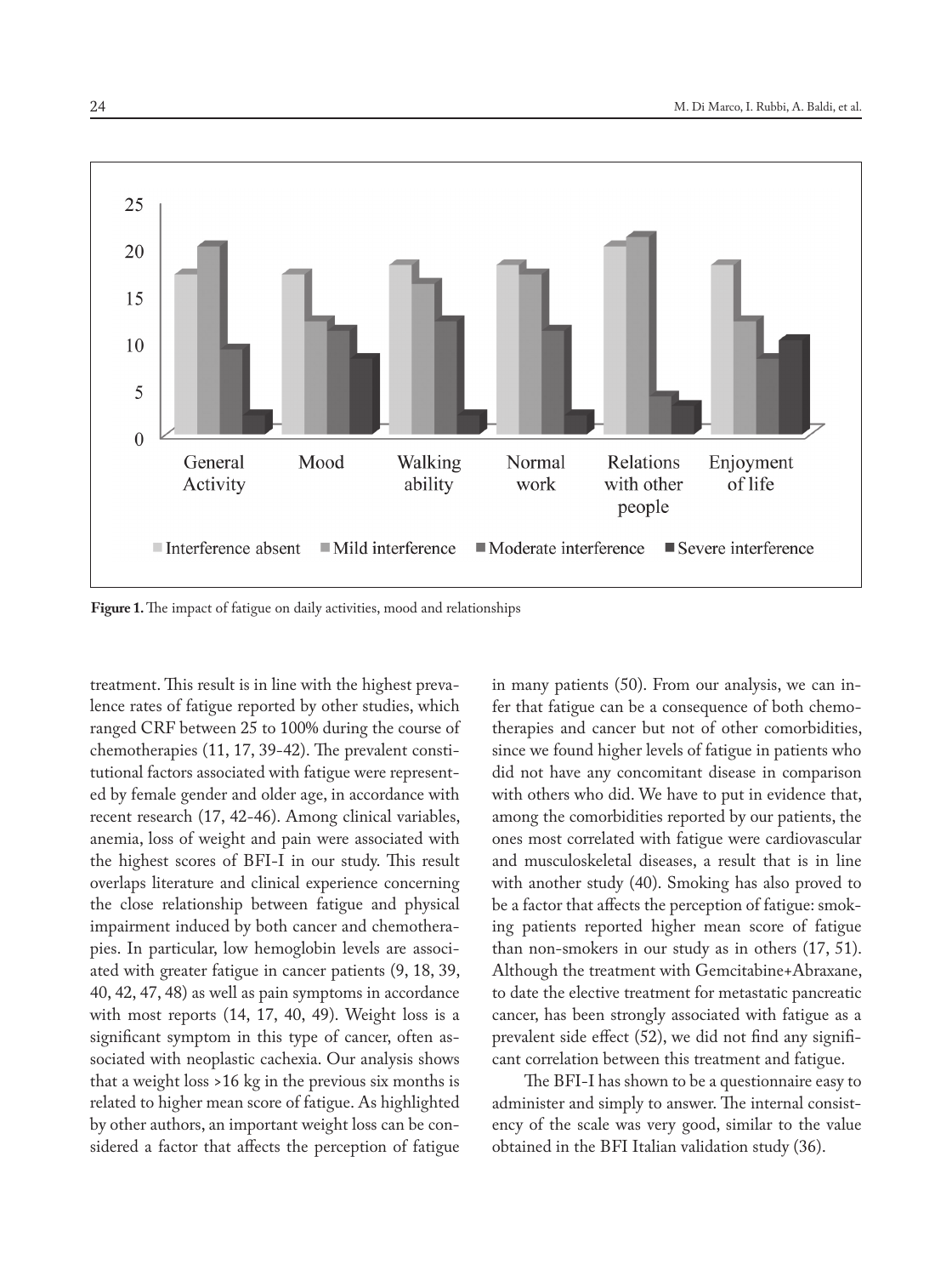**Figure 1.** The impact of fatigue on daily activities, mood and relationships

treatment. This result is in line with the highest prevalence rates of fatigue reported by other studies, which ranged CRF between 25 to 100% during the course of chemotherapies (11, 17, 39-42). The prevalent constitutional factors associated with fatigue were represented by female gender and older age, in accordance with recent research (17, 42-46). Among clinical variables, anemia, loss of weight and pain were associated with the highest scores of BFI-I in our study. This result overlaps literature and clinical experience concerning the close relationship between fatigue and physical impairment induced by both cancer and chemotherapies. In particular, low hemoglobin levels are associated with greater fatigue in cancer patients (9, 18, 39, 40, 42, 47, 48) as well as pain symptoms in accordance with most reports (14, 17, 40, 49). Weight loss is a significant symptom in this type of cancer, often associated with neoplastic cachexia. Our analysis shows that a weight loss >16 kg in the previous six months is related to higher mean score of fatigue. As highlighted by other authors, an important weight loss can be considered a factor that affects the perception of fatigue in many patients (50). From our analysis, we can infer that fatigue can be a consequence of both chemotherapies and cancer but not of other comorbidities, since we found higher levels of fatigue in patients who did not have any concomitant disease in comparison with others who did. We have to put in evidence that, among the comorbidities reported by our patients, the ones most correlated with fatigue were cardiovascular and musculoskeletal diseases, a result that is in line with another study (40). Smoking has also proved to be a factor that affects the perception of fatigue: smoking patients reported higher mean score of fatigue than non-smokers in our study as in others (17, 51). Although the treatment with Gemcitabine+Abraxane, to date the elective treatment for metastatic pancreatic cancer, has been strongly associated with fatigue as a prevalent side effect (52), we did not find any significant correlation between this treatment and fatigue.

The BFI-I has shown to be a questionnaire easy to administer and simply to answer. The internal consistency of the scale was very good, similar to the value obtained in the BFI Italian validation study (36).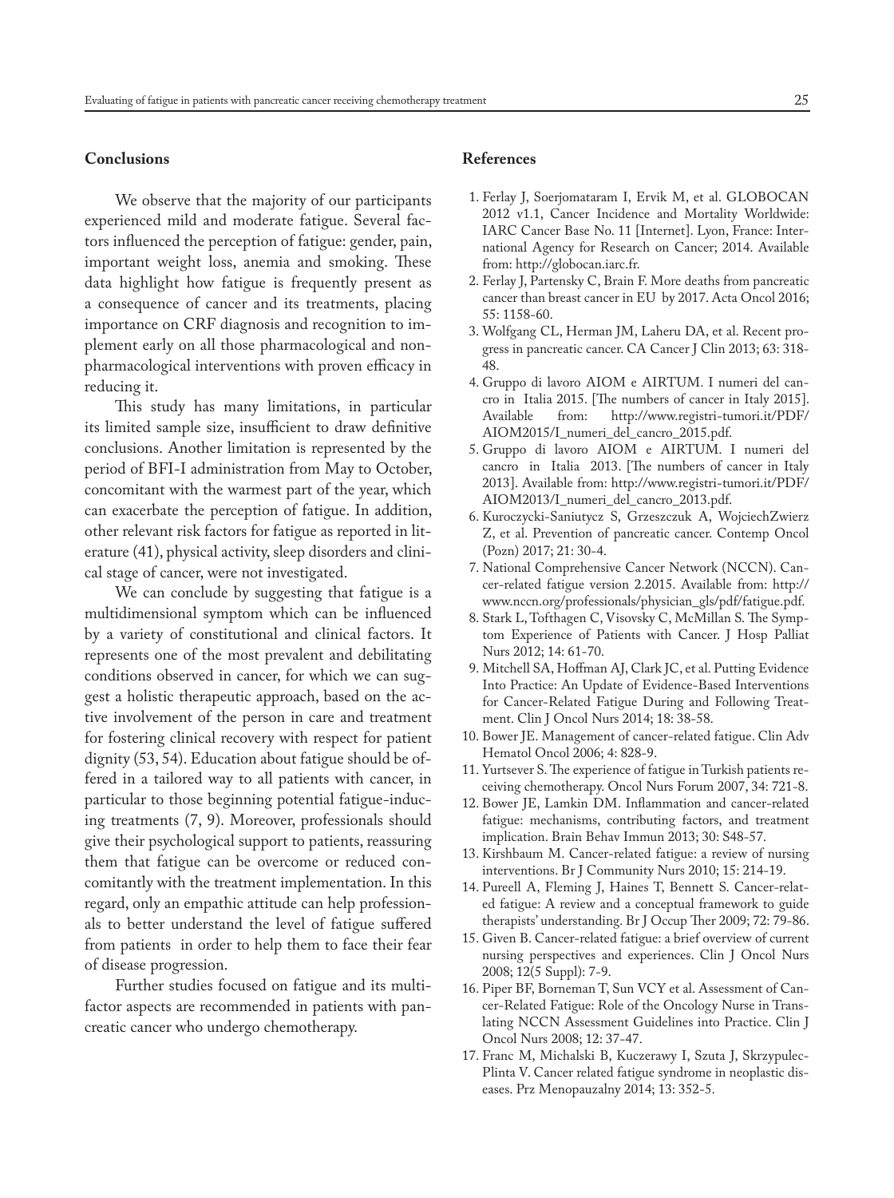## Conclusions

We observe that the majority of our participants experienced mild and moderate fatigue. Several factors influenced the perception of fatigue: gender, pain, important weight loss, anemia and smoking. These data highlight how fatigue is frequently present as a consequence of cancer and its treatments, placing importance on CRF diagnosis and recognition to implement early on all those pharmacological and non-pharmacological interventions with proven efficacy in reducing it.

This study has many limitations, in particular its limited sample size, insufficient to draw definitive conclusions. Another limitation is represented by the period of BFI-I administration from May to October, concomitant with the warmest part of the year, which can exacerbate the perception of fatigue. In addition, other relevant risk factors for fatigue as reported in literature (41), physical activity, sleep disorders and clinical stage of cancer, were not investigated.

We can conclude by suggesting that fatigue is a multidimensional symptom which can be influenced by a variety of constitutional and clinical factors. It represents one of the most prevalent and debilitating conditions observed in cancer, for which we can suggest a holistic therapeutic approach, based on the active involvement of the person in care and treatment for fostering clinical recovery with respect for patient dignity (53, 54). Education about fatigue should be offered in a tailored way to all patients with cancer, in particular to those beginning potential fatigue-inducing treatments (7, 9). Moreover, professionals should give their psychological support to patients, reassuring them that fatigue can be overcome or reduced concomitantly with the treatment implementation. In this regard, only an empathic attitude can help professionals to better understand the level of fatigue suffered from patients in order to help them to face their fear of disease progression.

Further studies focused on fatigue and its multifactor aspects are recommended in patients with pancreatic cancer who undergo chemotherapy.

## References

1. Ferlay J, Soerjomataram I, Ervik M, et al. GLOBOCAN 2012 v1.1, Cancer Incidence and Mortality Worldwide: IARC Cancer Base No. 11 [Internet]. Lyon, France: International Agency for Research on Cancer; 2014. Available from: http://globocan.iarc.fr.
2. Ferlay J, Partensky C, Brain F. More deaths from pancreatic cancer than breast cancer in EU by 2017. Acta Oncol 2016; 55: 1158-60.
3. Wolfgang CL, Herman JM, Laheru DA, et al. Recent progress in pancreatic cancer. CA Cancer J Clin 2013; 63: 318-48.
4. Gruppo di lavoro AIOM e AIRTUM. I numeri del cancro in Italia 2015. [The numbers of cancer in Italy 2015]. Available from: http://www.registri-tumori.it/PDF/AIOM2015/I_numeri_del_cancro_2015.pdf.
5. Gruppo di lavoro AIOM e AIRTUM. I numeri del cancro in Italia 2013. [The numbers of cancer in Italy 2013]. Available from: http://www.registri-tumori.it/PDF/AIOM2013/I_numeri_del_cancro_2013.pdf.
6. Kuroczycki-Saniutycz S, Grzeszczuk A, WojciechZwierz Z, et al. Prevention of pancreatic cancer. Contemp Oncol (Pozn) 2017; 21: 30-4.
7. National Comprehensive Cancer Network (NCCN). Cancer-related fatigue version 2.2015. Available from: http://www.nccn.org/professionals/physician_gls/pdf/fatigue.pdf.
8. Stark L, Tofthagen C, Visovsky C, McMillan S. The Symptom Experience of Patients with Cancer. J Hosp Palliat Nurs 2012; 14: 61-70.
9. Mitchell SA, Hoffman AJ, Clark JC, et al. Putting Evidence Into Practice: An Update of Evidence-Based Interventions for Cancer-Related Fatigue During and Following Treatment. Clin J Oncol Nurs 2014; 18: 38-58.
10. Bower JE. Management of cancer-related fatigue. Clin Adv Hematol Oncol 2006; 4: 828-9.
11. Yurtsever S. The experience of fatigue in Turkish patients receiving chemotherapy. Oncol Nurs Forum 2007, 34: 721-8.
12. Bower JE, Lamkin DM. Inflammation and cancer-related fatigue: mechanisms, contributing factors, and treatment implication. Brain Behav Immun 2013; 30: S48-57.
13. Kirshbaum M. Cancer-related fatigue: a review of nursing interventions. Br J Community Nurs 2010; 15: 214-19.
14. Pureell A, Fleming J, Haines T, Bennett S. Cancer-related fatigue: A review and a conceptual framework to guide therapists' understanding. Br J Occup Ther 2009; 72: 79-86.
15. Given B. Cancer-related fatigue: a brief overview of current nursing perspectives and experiences. Clin J Oncol Nurs 2008; 12(5 Suppl): 7-9.
16. Piper BF, Borneman T, Sun VCY et al. Assessment of Cancer-Related Fatigue: Role of the Oncology Nurse in Translating NCCN Assessment Guidelines into Practice. Clin J Oncol Nurs 2008; 12: 37-47.
17. Franc M, Michalski B, Kuczerawy I, Szuta J, Skrzypulec-Plinta V. Cancer related fatigue syndrome in neoplastic diseases. Prz Menopauzalny 2014; 13: 352-5.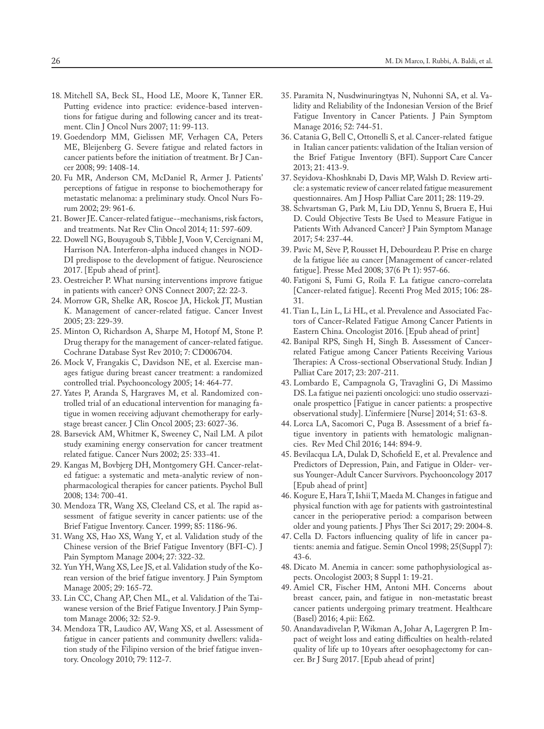18. Mitchell SA, Beck SL, Hood LE, Moore K, Tanner ER. Putting evidence into practice: evidence-based interventions for fatigue during and following cancer and its treatment. Clin J Oncol Nurs 2007; 11: 99-113.
19. Goedendorp MM, Gielissen MF, Verhagen CA, Peters ME, Bleijenberg G. Severe fatigue and related factors in cancer patients before the initiation of treatment. Br J Cancer 2008; 99: 1408-14.
20. Fu MR, Anderson CM, McDaniel R, Armer J. Patients' perceptions of fatigue in response to biochemotherapy for metastatic melanoma: a preliminary study. Oncol Nurs Forum 2002; 29: 961-6.
21. Bower JE. Cancer-related fatigue--mechanisms, risk factors, and treatments. Nat Rev Clin Oncol 2014; 11: 597-609.
22. Dowell NG, Bouyagoub S, Tibble J, Voon V, Cercignani M, Harrison NA. Interferon-alpha induced changes in NODDI predispose to the development of fatigue. Neuroscience 2017. [Epub ahead of print].
23. Oestreicher P. What nursing interventions improve fatigue in patients with cancer? ONS Connect 2007; 22: 22-3.
24. Morrow GR, Shelke AR, Roscoe JA, Hickok JT, Mustian K. Management of cancer-related fatigue. Cancer Invest 2005; 23: 229-39.
25. Minton O, Richardson A, Sharpe M, Hotopf M, Stone P. Drug therapy for the management of cancer-related fatigue. Cochrane Database Syst Rev 2010; 7: CD006704.
26. Mock V, Frangakis C, Davidson NE, et al. Exercise manages fatigue during breast cancer treatment: a randomized controlled trial. Psychooncology 2005; 14: 464-77.
27. Yates P, Aranda S, Hargraves M, et al. Randomized controlled trial of an educational intervention for managing fatigue in women receiving adjuvant chemotherapy for early-stage breast cancer. J Clin Oncol 2005; 23: 6027-36.
28. Barsevick AM, Whitmer K, Sweeney C, Nail LM. A pilot study examining energy conservation for cancer treatment related fatigue. Cancer Nurs 2002; 25: 333-41.
29. Kangas M, Bovbjerg DH, Montgomery GH. Cancer-related fatigue: a systematic and meta-analytic review of non-pharmacological therapies for cancer patients. Psychol Bull 2008; 134: 700-41.
30. Mendoza TR, Wang XS, Cleeland CS, et al. The rapid assessment of fatigue severity in cancer patients: use of the Brief Fatigue Inventory. Cancer. 1999; 85: 1186-96.
31. Wang XS, Hao XS, Wang Y, et al. Validation study of the Chinese version of the Brief Fatigue Inventory (BFI-C). J Pain Symptom Manage 2004; 27: 322-32.
32. Yun YH, Wang XS, Lee JS, et al. Validation study of the Korean version of the brief fatigue inventory. J Pain Symptom Manage 2005; 29: 165-72.
33. Lin CC, Chang AP, Chen ML, et al. Validation of the Taiwanese version of the Brief Fatigue Inventory. J Pain Symptom Manage 2006; 32: 52-9.
34. Mendoza TR, Laudico AV, Wang XS, et al. Assessment of fatigue in cancer patients and community dwellers: validation study of the Filipino version of the brief fatigue inventory. Oncology 2010; 79: 112-7.
35. Paramita N, Nusdwinuringtyas N, Nuhonni SA, et al. Validity and Reliability of the Indonesian Version of the Brief Fatigue Inventory in Cancer Patients. J Pain Symptom Manage 2016; 52: 744-51.
36. Catania G, Bell C, Ottonelli S, et al. Cancer-related fatigue in Italian cancer patients: validation of the Italian version of the Brief Fatigue Inventory (BFI). Support Care Cancer 2013; 21: 413-9.
37. Seyidova-Khoshknabi D, Davis MP, Walsh D. Review article: a systematic review of cancer related fatigue measurement questionnaires. Am J Hosp Palliat Care 2011; 28: 119-29.
38. Schvartsman G, Park M, Liu DD, Yennu S, Bruera E, Hui D. Could Objective Tests Be Used to Measure Fatigue in Patients With Advanced Cancer? J Pain Symptom Manage 2017; 54: 237-44.
39. Pavic M, Sève P, Rousset H, Debourdeau P. Prise en charge de la fatigue liée au cancer [Management of cancer-related fatigue]. Presse Med 2008; 37(6 Pt 1): 957-66.
40. Fatigoni S, Fumi G, Roila F. La fatigue cancro-correlata [Cancer-related fatigue]. Recenti Prog Med 2015; 106: 28-31.
41. Tian L, Lin L, Li HL, et al. Prevalence and Associated Factors of Cancer-Related Fatigue Among Cancer Patients in Eastern China. Oncologist 2016. [Epub ahead of print]
42. Banipal RPS, Singh H, Singh B. Assessment of Cancer-related Fatigue among Cancer Patients Receiving Various Therapies: A Cross-sectional Observational Study. Indian J Palliat Care 2017; 23: 207-211.
43. Lombardo E, Campagnola G, Travaglini G, Di Massimo DS. La fatigue nei pazienti oncologici: uno studio osservazionale prospettico [Fatigue in cancer patients: a prospective observational study]. L'infermiere [Nurse] 2014; 51: 63-8.
44. Lorca LA, Sacomori C, Puga B. Assessment of a brief fatigue inventory in patients with hematologic malignancies. Rev Med Chil 2016; 144: 894-9.
45. Bevilacqua LA, Dulak D, Schofield E, et al. Prevalence and Predictors of Depression, Pain, and Fatigue in Older- versus Younger-Adult Cancer Survivors. Psychooncology 2017 [Epub ahead of print]
46. Kogure E, Hara T, Ishii T, Maeda M. Changes in fatigue and physical function with age for patients with gastrointestinal cancer in the perioperative period: a comparison between older and young patients. J Phys Ther Sci 2017; 29: 2004-8.
47. Cella D. Factors influencing quality of life in cancer patients: anemia and fatigue. Semin Oncol 1998; 25(Suppl 7): 43-6.
48. Dicato M. Anemia in cancer: some pathophysiological aspects. Oncologist 2003; 8 Suppl 1: 19-21.
49. Amiel CR, Fischer HM, Antoni MH. Concerns about breast cancer, pain, and fatigue in non-metastatic breast cancer patients undergoing primary treatment. Healthcare (Basel) 2016; 4.pii: E62.
50. Anandavadivelan P, Wikman A, Johar A, Lagergren P. Impact of weight loss and eating difficulties on health-related quality of life up to 10 years after oesophagectomy for cancer. Br J Surg 2017. [Epub ahead of print]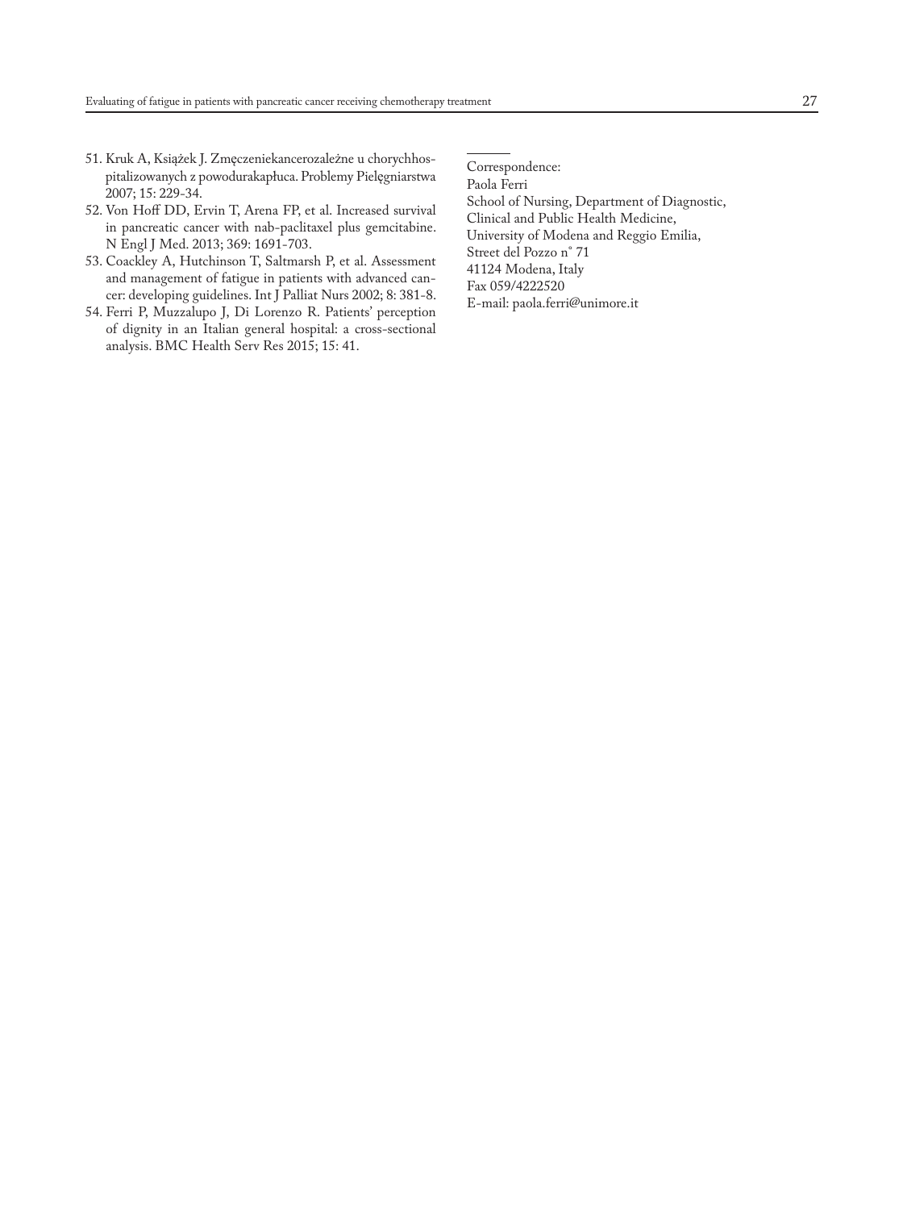51. Kruk A, Książek J. Zmęczeniekancerozależne u chorychhospitalizowanych z powodurakapłuca. Problemy Pielęgniarstwa 2007; 15: 229-34.
52. Von Hoff DD, Ervin T, Arena FP, et al. Increased survival in pancreatic cancer with nab-paclitaxel plus gemcitabine. N Engl J Med. 2013; 369: 1691-703.
53. Coackley A, Hutchinson T, Saltmarsh P, et al. Assessment and management of fatigue in patients with advanced cancer: developing guidelines. Int J Palliat Nurs 2002; 8: 381-8.
54. Ferri P, Muzzalupo J, Di Lorenzo R. Patients' perception of dignity in an Italian general hospital: a cross-sectional analysis. BMC Health Serv Res 2015; 15: 41.

Correspondence:
Paola Ferri
School of Nursing, Department of Diagnostic, Clinical and Public Health Medicine,
University of Modena and Reggio Emilia,
Street del Pozzo n° 71
41124 Modena, Italy
Fax 059/4222520
E-mail: paola.ferri@unimore.it